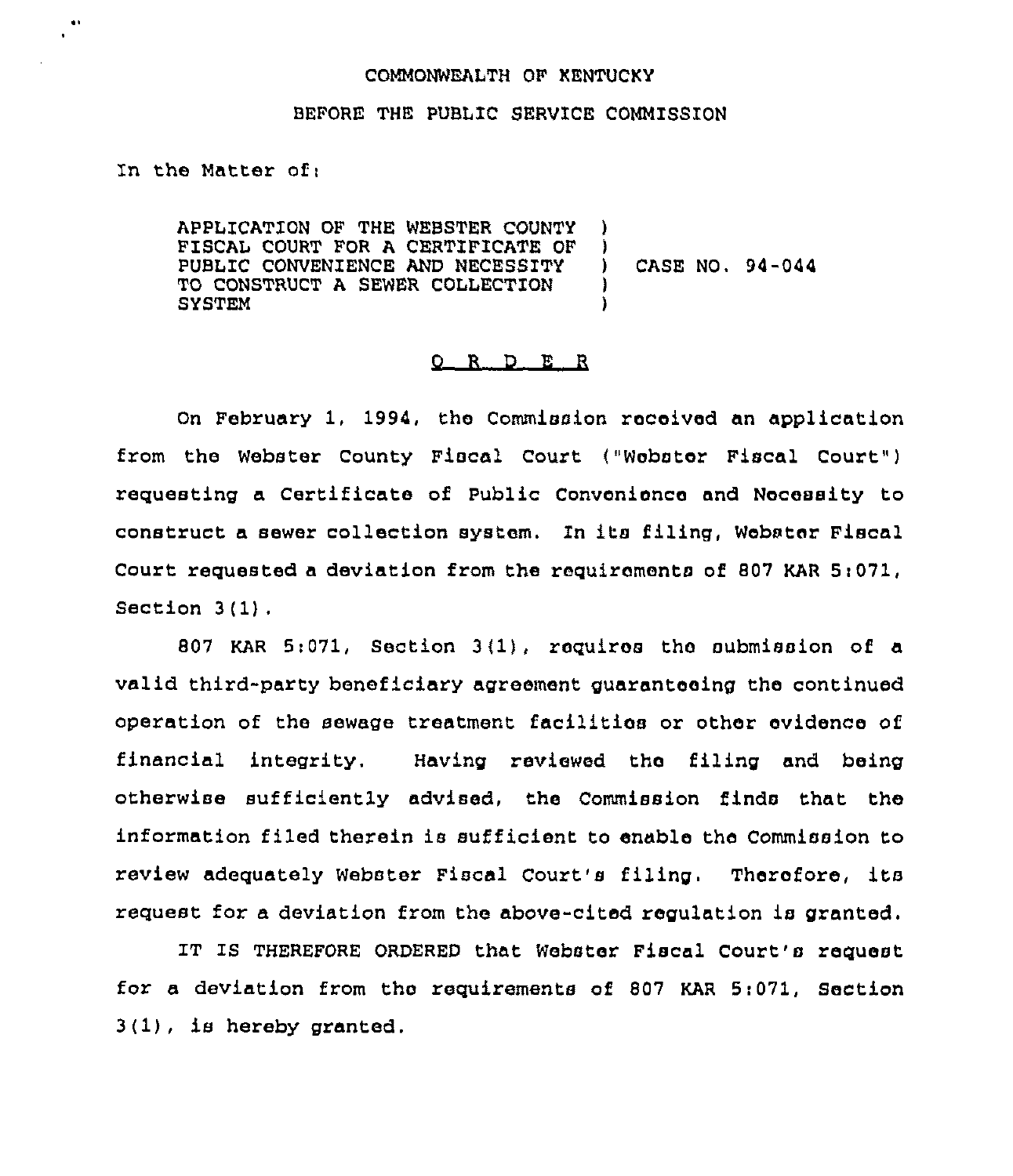COMMONWEALTH OF KENTUCKY

BEFORE THE PUBLIC SERVICE COMMISSION

In the Matter of:

APPLICATION OF THE WEBSTER COUNTY FISCAL COURT FOR A CERTIFICATE OF PUBLIC CONVENIENCE AND NECESSITY TO CONSTRUCT A SEWER COLLECTION SYSTEM ) CASE NO. 94-044

## O R D E R

On February 1, 1994, the Commission received an application from the Webster County Fiscal Court ("Webster Fiscal Court") requesting a Certificate of Public Convenience and Necessity to construct a sewer collection system. In its filing, Webster Fiscal Court requested a deviation from the requirements of 807 KAR 5:071, Section 3(1).

807 KAR 5:071, Section 3(1), requires the submission of a valid third-party beneficiary agreement guaranteeing the continued operation of the sewage treatment facilities or other evidence of financial integrity. Having reviewed the filing and being otherwise sufficiently advised, the Commission finds that the information filed therein is sufficient to enable the Commission to review adequately Webster Fiscal Court's filing. Therefore, its request for a deviation from the above-cited regulation is granted.

IT IS THEREFORE ORDERED that Webster Fiscal Court's request for a deviation from the requirements of 807 KAR 5:071, Section 3(1), is hereby granted.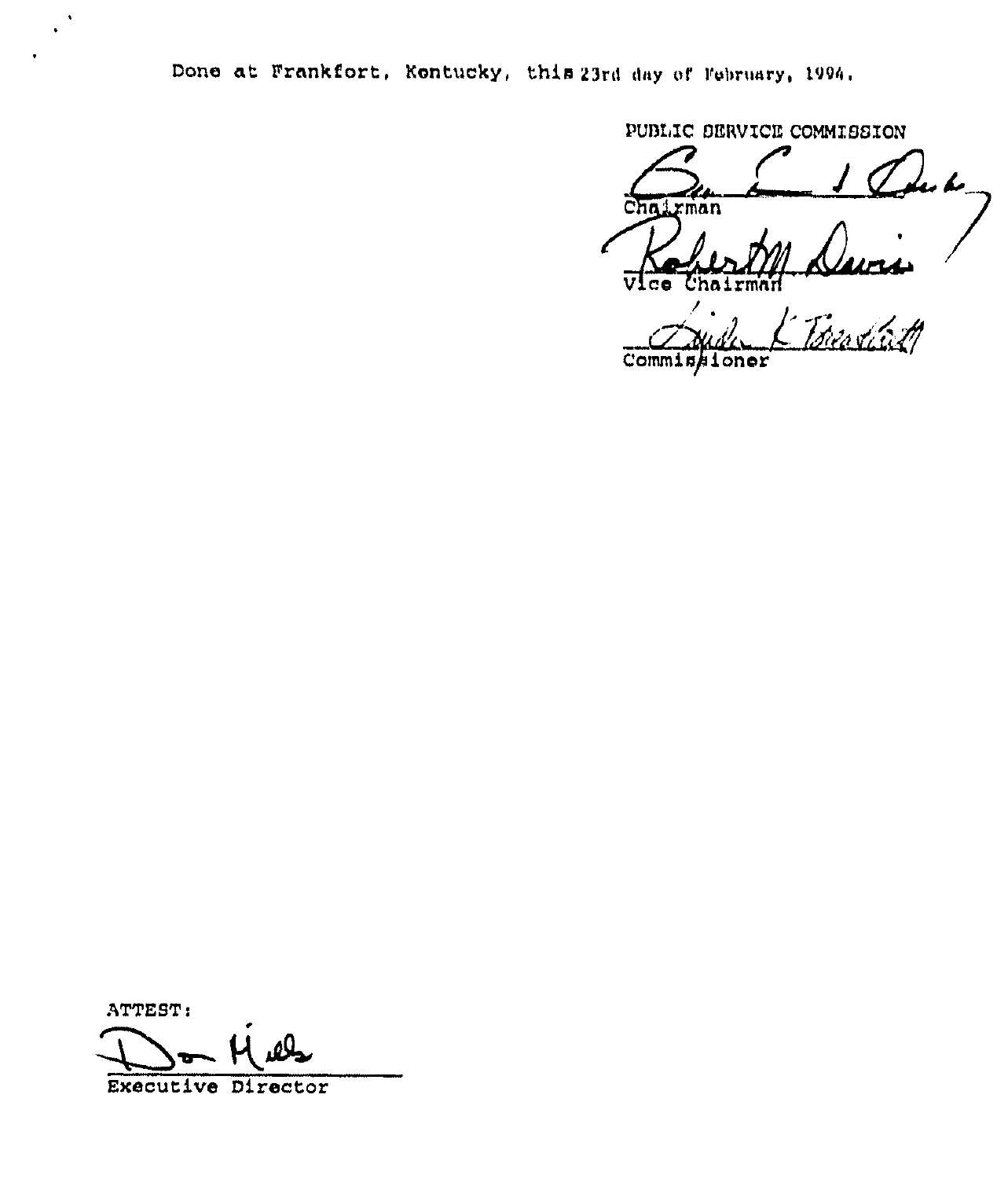Done at Frankfort, Kentucky, this 23rd day of February, 1994.

PUBLIC SERVICE COMMISSION

Chairman

Vice Chairman

Commissioner

ATTEST:

Executive Director